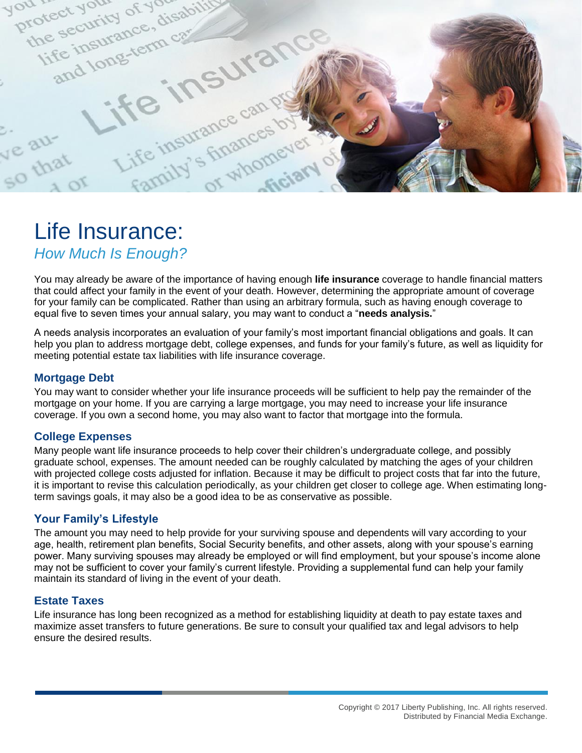# Life Insurance:

## *How Much Is Enough?*

You may already be aware of the importance of having enough **life insurance** coverage to handle financial matters that could affect your family in the event of your death. However, determining the appropriate amount of coverage for your family can be complicated. Rather than using an arbitrary formula, such as having enough coverage to equal five to seven times your annual salary, you may want to conduct a "**needs analysis.**"

A needs analysis incorporates an evaluation of your family's most important financial obligations and goals. It can help you plan to address mortgage debt, college expenses, and funds for your family's future, as well as liquidity for meeting potential estate tax liabilities with life insurance coverage.

### Mortgage Debt

You may want to consider whether your life insurance proceeds will be sufficient to help pay the remainder of the mortgage on your home. If you are carrying a large mortgage, you may need to increase your life insurance coverage. If you own a second home, you may also want to factor that mortgage into the formula.

### College Expenses

Many people want life insurance proceeds to help cover their children's undergraduate college, and possibly graduate school, expenses. The amount needed can be roughly calculated by matching the ages of your children with projected college costs adjusted for inflation. Because it may be difficult to project costs that far into the future, it is important to revise this calculation periodically, as your children get closer to college age. When estimating long-term savings goals, it may also be a good idea to be as conservative as possible.

### Your Family's Lifestyle

The amount you may need to help provide for your surviving spouse and dependents will vary according to your age, health, retirement plan benefits, Social Security benefits, and other assets, along with your spouse's earning power. Many surviving spouses may already be employed or will find employment, but your spouse's income alone may not be sufficient to cover your family's current lifestyle. Providing a supplemental fund can help your family maintain its standard of living in the event of your death.

### Estate Taxes

Life insurance has long been recognized as a method for establishing liquidity at death to pay estate taxes and maximize asset transfers to future generations. Be sure to consult your qualified tax and legal advisors to help ensure the desired results.

Copyright © 2017 Liberty Publishing, Inc. All rights reserved.
Distributed by Financial Media Exchange.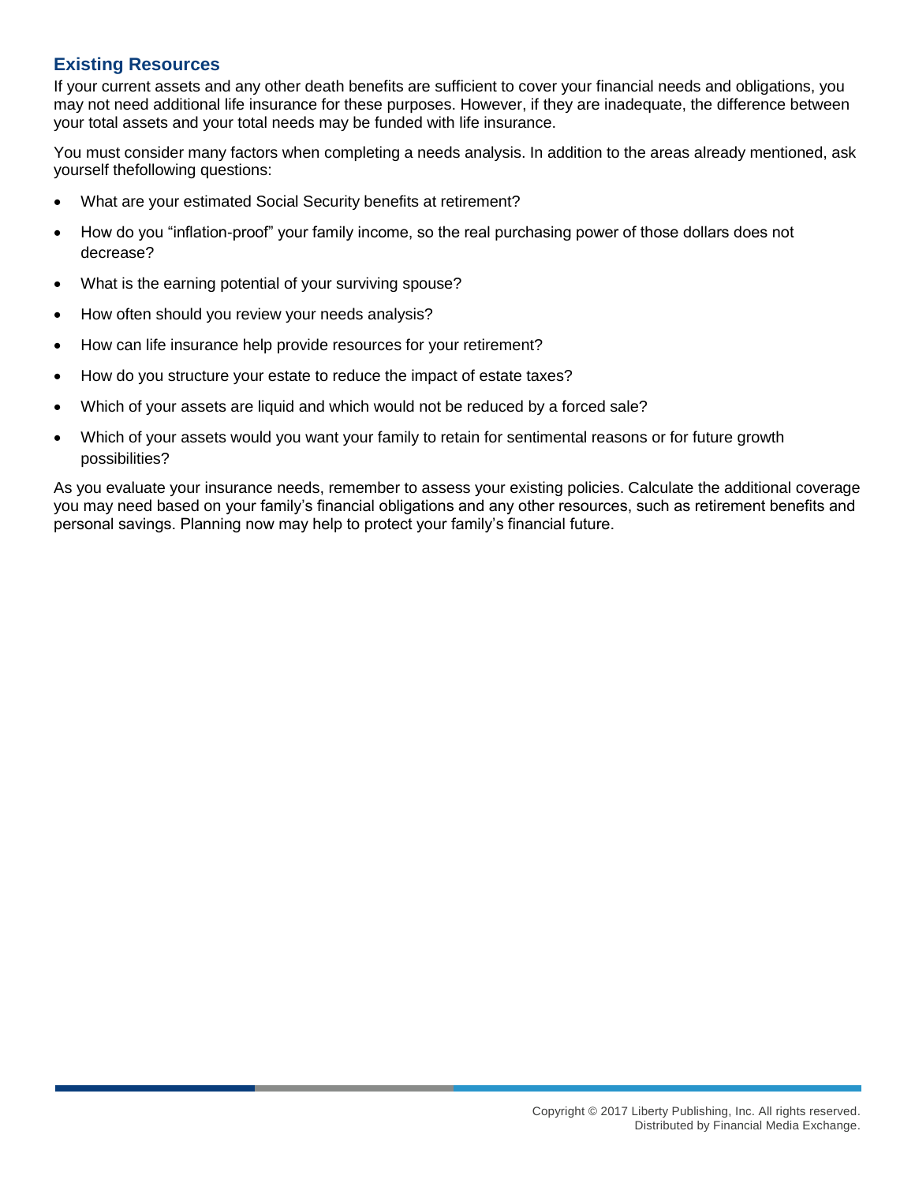## Existing Resources

If your current assets and any other death benefits are sufficient to cover your financial needs and obligations, you may not need additional life insurance for these purposes. However, if they are inadequate, the difference between your total assets and your total needs may be funded with life insurance.

You must consider many factors when completing a needs analysis. In addition to the areas already mentioned, ask yourself thefollowing questions:

- What are your estimated Social Security benefits at retirement?
- How do you "inflation-proof" your family income, so the real purchasing power of those dollars does not decrease?
- What is the earning potential of your surviving spouse?
- How often should you review your needs analysis?
- How can life insurance help provide resources for your retirement?
- How do you structure your estate to reduce the impact of estate taxes?
- Which of your assets are liquid and which would not be reduced by a forced sale?
- Which of your assets would you want your family to retain for sentimental reasons or for future growth possibilities?

As you evaluate your insurance needs, remember to assess your existing policies. Calculate the additional coverage you may need based on your family's financial obligations and any other resources, such as retirement benefits and personal savings. Planning now may help to protect your family's financial future.

Copyright © 2017 Liberty Publishing, Inc. All rights reserved.
Distributed by Financial Media Exchange.